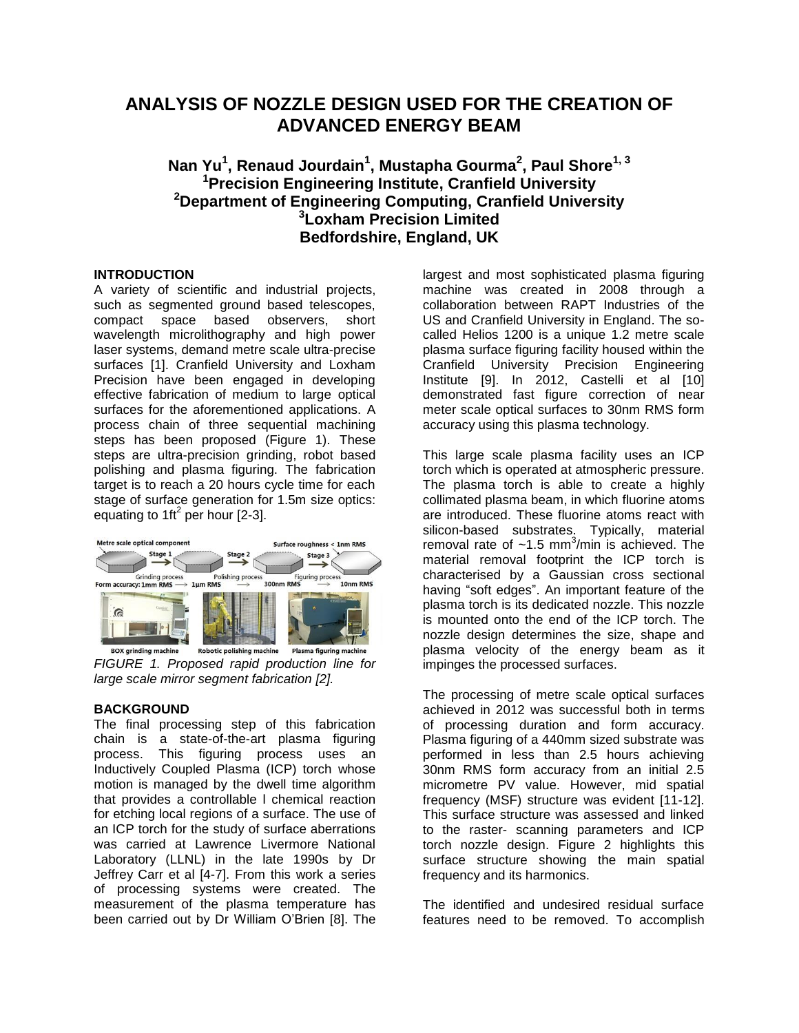# ANALYSIS OF NOZZLE DESIGN USED FOR THE CREATION OF ADVANCED ENERGY BEAM

**Nan Yu[1], Renaud Jourdain[1], Mustapha Gourma[2], Paul Shore[1, 3]**
**[1]Precision Engineering Institute, Cranfield University**
**[2]Department of Engineering Computing, Cranfield University**
**[3]Loxham Precision Limited**
**Bedfordshire, England, UK**

## INTRODUCTION

A variety of scientific and industrial projects, such as segmented ground based telescopes, compact space based observers, short wavelength microlithography and high power laser systems, demand metre scale ultra-precise surfaces [1]. Cranfield University and Loxham Precision have been engaged in developing effective fabrication of medium to large optical surfaces for the aforementioned applications. A process chain of three sequential machining steps has been proposed (Figure 1). These steps are ultra-precision grinding, robot based polishing and plasma figuring. The fabrication target is to reach a 20 hours cycle time for each stage of surface generation for 1.5m size optics: equating to $1ft^2$ per hour [2-3].

*FIGURE 1. Proposed rapid production line for large scale mirror segment fabrication [2].*

## BACKGROUND

The final processing step of this fabrication chain is a state-of-the-art plasma figuring process. This figuring process uses an Inductively Coupled Plasma (ICP) torch whose motion is managed by the dwell time algorithm that provides a controllable l chemical reaction for etching local regions of a surface. The use of an ICP torch for the study of surface aberrations was carried at Lawrence Livermore National Laboratory (LLNL) in the late 1990s by Dr Jeffrey Carr et al [4-7]. From this work a series of processing systems were created. The measurement of the plasma temperature has been carried out by Dr William O'Brien [8]. The largest and most sophisticated plasma figuring machine was created in 2008 through a collaboration between RAPT Industries of the US and Cranfield University in England. The so-called Helios 1200 is a unique 1.2 metre scale plasma surface figuring facility housed within the Cranfield University Precision Engineering Institute [9]. In 2012, Castelli et al [10] demonstrated fast figure correction of near meter scale optical surfaces to 30nm RMS form accuracy using this plasma technology.

This large scale plasma facility uses an ICP torch which is operated at atmospheric pressure. The plasma torch is able to create a highly collimated plasma beam, in which fluorine atoms are introduced. These fluorine atoms react with silicon-based substrates. Typically, material removal rate of ~1.5 $mm^3$/min is achieved. The material removal footprint the ICP torch is characterised by a Gaussian cross sectional having "soft edges". An important feature of the plasma torch is its dedicated nozzle. This nozzle is mounted onto the end of the ICP torch. The nozzle design determines the size, shape and plasma velocity of the energy beam as it impinges the processed surfaces.

The processing of metre scale optical surfaces achieved in 2012 was successful both in terms of processing duration and form accuracy. Plasma figuring of a 440mm sized substrate was performed in less than 2.5 hours achieving 30nm RMS form accuracy from an initial 2.5 micrometre PV value. However, mid spatial frequency (MSF) structure was evident [11-12]. This surface structure was assessed and linked to the raster- scanning parameters and ICP torch nozzle design. Figure 2 highlights this surface structure showing the main spatial frequency and its harmonics.

The identified and undesired residual surface features need to be removed. To accomplish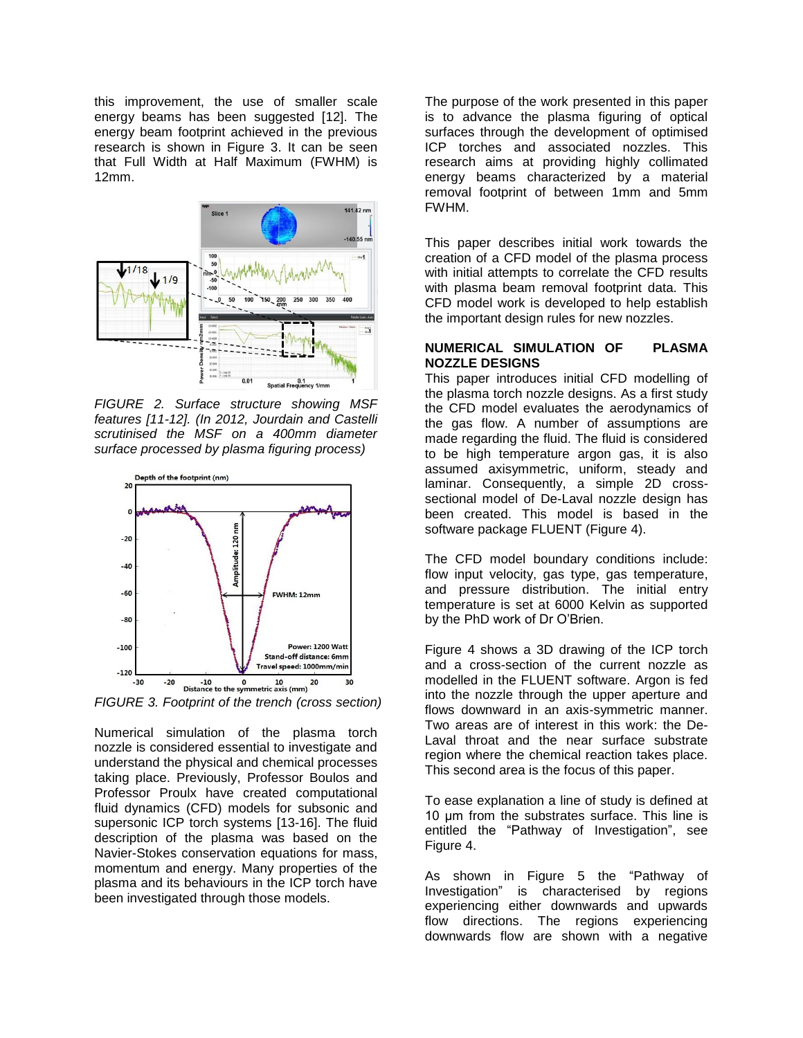this improvement, the use of smaller scale energy beams has been suggested [12]. The energy beam footprint achieved in the previous research is shown in Figure 3. It can be seen that Full Width at Half Maximum (FWHM) is 12mm.

*FIGURE 2. Surface structure showing MSF features [11-12]. (In 2012, Jourdain and Castelli scrutinised the MSF on a 400mm diameter surface processed by plasma figuring process)*

*FIGURE 3. Footprint of the trench (cross section)*

Numerical simulation of the plasma torch nozzle is considered essential to investigate and understand the physical and chemical processes taking place. Previously, Professor Boulos and Professor Proulx have created computational fluid dynamics (CFD) models for subsonic and supersonic ICP torch systems [13-16]. The fluid description of the plasma was based on the Navier-Stokes conservation equations for mass, momentum and energy. Many properties of the plasma and its behaviours in the ICP torch have been investigated through those models.

The purpose of the work presented in this paper is to advance the plasma figuring of optical surfaces through the development of optimised ICP torches and associated nozzles. This research aims at providing highly collimated energy beams characterized by a material removal footprint of between 1mm and 5mm FWHM.

This paper describes initial work towards the creation of a CFD model of the plasma process with initial attempts to correlate the CFD results with plasma beam removal footprint data. This CFD model work is developed to help establish the important design rules for new nozzles.

## NUMERICAL SIMULATION OF PLASMA NOZZLE DESIGNS

This paper introduces initial CFD modelling of the plasma torch nozzle designs. As a first study the CFD model evaluates the aerodynamics of the gas flow. A number of assumptions are made regarding the fluid. The fluid is considered to be high temperature argon gas, it is also assumed axisymmetric, uniform, steady and laminar. Consequently, a simple 2D cross-sectional model of De-Laval nozzle design has been created. This model is based in the software package FLUENT (Figure 4).

The CFD model boundary conditions include: flow input velocity, gas type, gas temperature, and pressure distribution. The initial entry temperature is set at 6000 Kelvin as supported by the PhD work of Dr O'Brien.

Figure 4 shows a 3D drawing of the ICP torch and a cross-section of the current nozzle as modelled in the FLUENT software. Argon is fed into the nozzle through the upper aperture and flows downward in an axis-symmetric manner. Two areas are of interest in this work: the De-Laval throat and the near surface substrate region where the chemical reaction takes place. This second area is the focus of this paper.

To ease explanation a line of study is defined at 10 μm from the substrates surface. This line is entitled the "Pathway of Investigation", see Figure 4.

As shown in Figure 5 the "Pathway of Investigation" is characterised by regions experiencing either downwards and upwards flow directions. The regions experiencing downwards flow are shown with a negative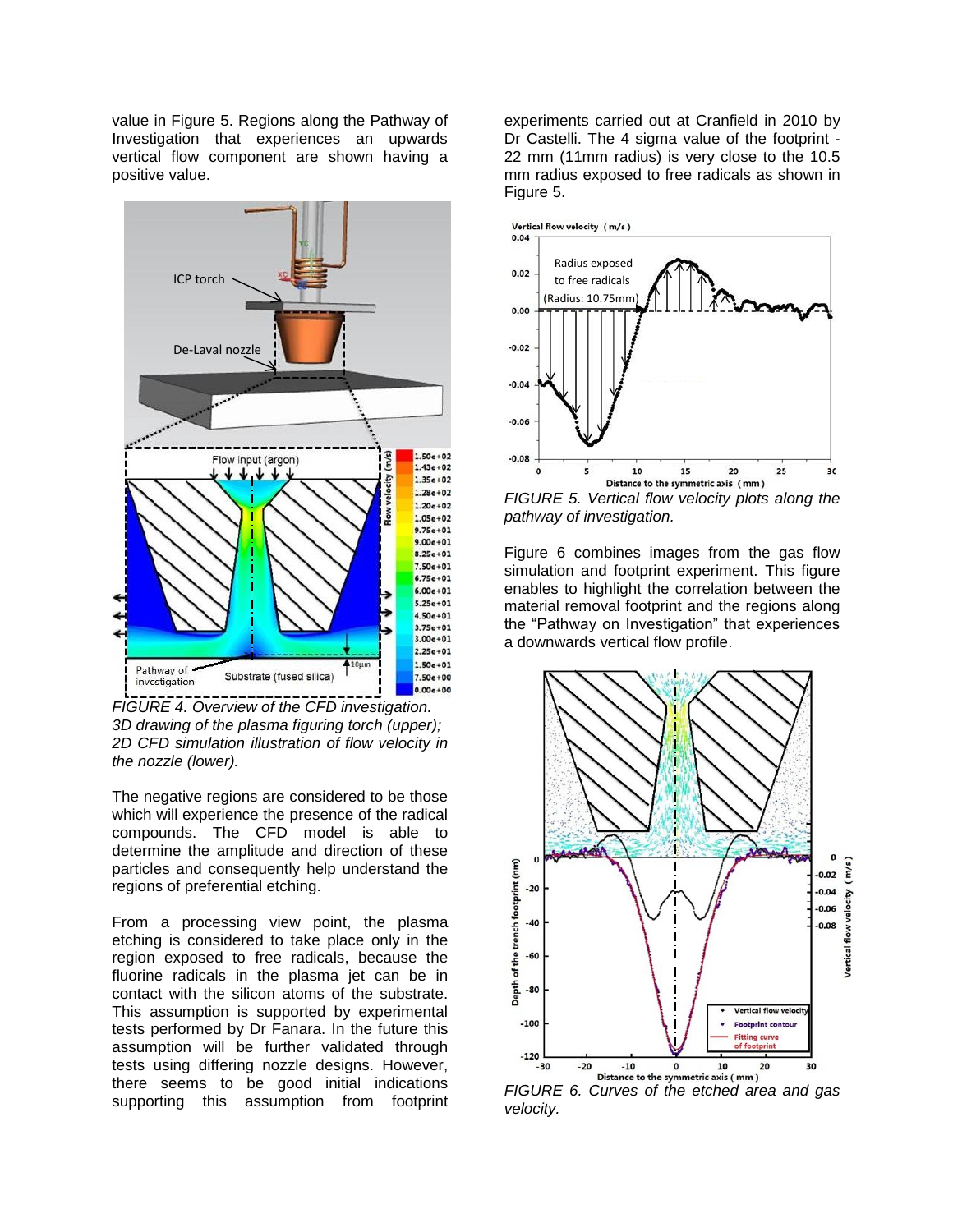value in Figure 5. Regions along the Pathway of Investigation that experiences an upwards vertical flow component are shown having a positive value.

FIGURE 4. Overview of the CFD investigation. 3D drawing of the plasma figuring torch (upper); 2D CFD simulation illustration of flow velocity in the nozzle (lower).

The negative regions are considered to be those which will experience the presence of the radical compounds. The CFD model is able to determine the amplitude and direction of these particles and consequently help understand the regions of preferential etching.

From a processing view point, the plasma etching is considered to take place only in the region exposed to free radicals, because the fluorine radicals in the plasma jet can be in contact with the silicon atoms of the substrate. This assumption is supported by experimental tests performed by Dr Fanara. In the future this assumption will be further validated through tests using differing nozzle designs. However, there seems to be good initial indications supporting this assumption from footprint experiments carried out at Cranfield in 2010 by Dr Castelli. The 4 sigma value of the footprint - 22 mm (11mm radius) is very close to the 10.5 mm radius exposed to free radicals as shown in Figure 5.

FIGURE 5. Vertical flow velocity plots along the pathway of investigation.

Figure 6 combines images from the gas flow simulation and footprint experiment. This figure enables to highlight the correlation between the material removal footprint and the regions along the "Pathway on Investigation" that experiences a downwards vertical flow profile.

FIGURE 6. Curves of the etched area and gas velocity.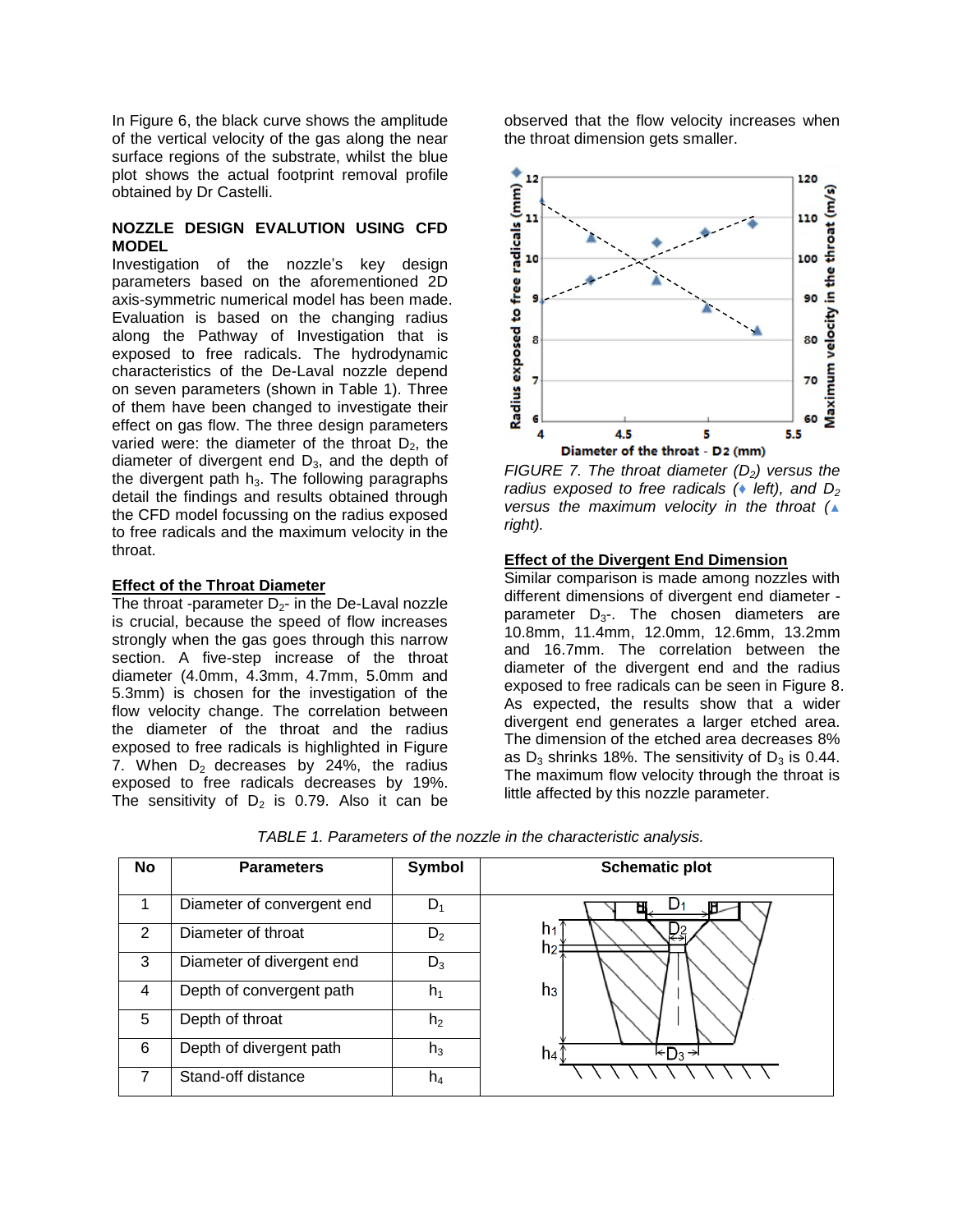In Figure 6, the black curve shows the amplitude of the vertical velocity of the gas along the near surface regions of the substrate, whilst the blue plot shows the actual footprint removal profile obtained by Dr Castelli.

## NOZZLE DESIGN EVALUTION USING CFD MODEL

Investigation of the nozzle's key design parameters based on the aforementioned 2D axis-symmetric numerical model has been made. Evaluation is based on the changing radius along the Pathway of Investigation that is exposed to free radicals. The hydrodynamic characteristics of the De-Laval nozzle depend on seven parameters (shown in Table 1). Three of them have been changed to investigate their effect on gas flow. The three design parameters varied were: the diameter of the throat $D_2$, the diameter of divergent end $D_3$, and the depth of the divergent path $h_3$. The following paragraphs detail the findings and results obtained through the CFD model focussing on the radius exposed to free radicals and the maximum velocity in the throat.

### Effect of the Throat Diameter

The throat -parameter $D_2$- in the De-Laval nozzle is crucial, because the speed of flow increases strongly when the gas goes through this narrow section. A five-step increase of the throat diameter (4.0mm, 4.3mm, 4.7mm, 5.0mm and 5.3mm) is chosen for the investigation of the flow velocity change. The correlation between the diameter of the throat and the radius exposed to free radicals is highlighted in Figure 7. When $D_2$ decreases by 24%, the radius exposed to free radicals decreases by 19%. The sensitivity of $D_2$ is 0.79. Also it can be observed that the flow velocity increases when the throat dimension gets smaller.

*FIGURE 7. The throat diameter ($D_2$) versus the radius exposed to free radicals (♦ left), and $D_2$ versus the maximum velocity in the throat (▲ right).*

### Effect of the Divergent End Dimension

Similar comparison is made among nozzles with different dimensions of divergent end diameter -parameter $D_3$-. The chosen diameters are 10.8mm, 11.4mm, 12.0mm, 12.6mm, 13.2mm and 16.7mm. The correlation between the diameter of the divergent end and the radius exposed to free radicals can be seen in Figure 8. As expected, the results show that a wider divergent end generates a larger etched area. The dimension of the etched area decreases 8% as $D_3$ shrinks 18%. The sensitivity of $D_3$ is 0.44. The maximum flow velocity through the throat is little affected by this nozzle parameter.

*TABLE 1. Parameters of the nozzle in the characteristic analysis.*

| No | Parameters | Symbol | Schematic plot |
|---|---|---|---|
| 1 | Diameter of convergent end | $D_1$ | |
| 2 | Diameter of throat | $D_2$ | |
| 3 | Diameter of divergent end | $D_3$ | |
| 4 | Depth of convergent path | $h_1$ | |
| 5 | Depth of throat | $h_2$ | |
| 6 | Depth of divergent path | $h_3$ | |
| 7 | Stand-off distance | $h_4$ | |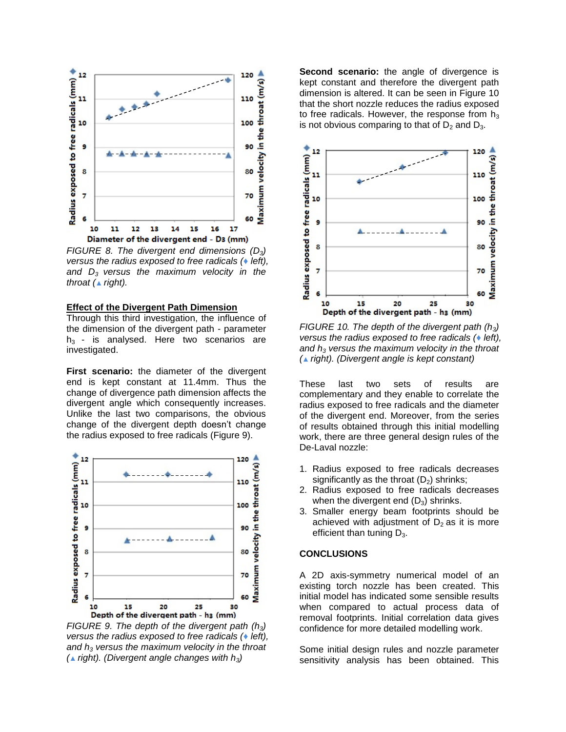FIGURE 8. The divergent end dimensions ($D_3$) versus the radius exposed to free radicals (♦ left), and $D_3$ versus the maximum velocity in the throat (▲ right).

## Effect of the Divergent Path Dimension

Through this third investigation, the influence of the dimension of the divergent path - parameter $h_3$ - is analysed. Here two scenarios are investigated.

**First scenario:** the diameter of the divergent end is kept constant at 11.4mm. Thus the change of divergence path dimension affects the divergent angle which consequently increases. Unlike the last two comparisons, the obvious change of the divergent depth doesn't change the radius exposed to free radicals (Figure 9).

FIGURE 9. The depth of the divergent path ($h_3$) versus the radius exposed to free radicals (♦ left), and $h_3$ versus the maximum velocity in the throat (▲ right). (Divergent angle changes with $h_3$)

**Second scenario:** the angle of divergence is kept constant and therefore the divergent path dimension is altered. It can be seen in Figure 10 that the short nozzle reduces the radius exposed to free radicals. However, the response from $h_3$ is not obvious comparing to that of $D_2$ and $D_3$.

FIGURE 10. The depth of the divergent path ($h_3$) versus the radius exposed to free radicals (♦ left), and $h_3$ versus the maximum velocity in the throat (▲ right). (Divergent angle is kept constant)

These last two sets of results are complementary and they enable to correlate the radius exposed to free radicals and the diameter of the divergent end. Moreover, from the series of results obtained through this initial modelling work, there are three general design rules of the De-Laval nozzle:

1. Radius exposed to free radicals decreases significantly as the throat ($D_2$) shrinks;
2. Radius exposed to free radicals decreases when the divergent end ($D_3$) shrinks.
3. Smaller energy beam footprints should be achieved with adjustment of $D_2$ as it is more efficient than tuning $D_3$.

## CONCLUSIONS

A 2D axis-symmetry numerical model of an existing torch nozzle has been created. This initial model has indicated some sensible results when compared to actual process data of removal footprints. Initial correlation data gives confidence for more detailed modelling work.

Some initial design rules and nozzle parameter sensitivity analysis has been obtained. This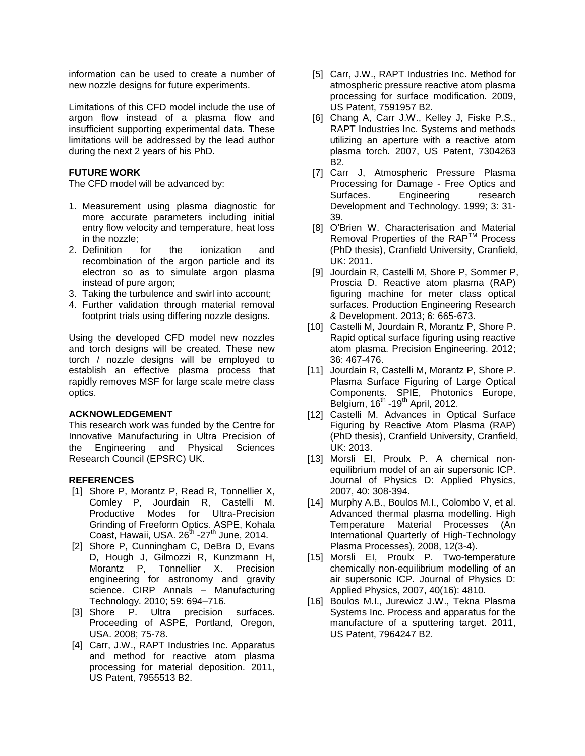information can be used to create a number of new nozzle designs for future experiments.

Limitations of this CFD model include the use of argon flow instead of a plasma flow and insufficient supporting experimental data. These limitations will be addressed by the lead author during the next 2 years of his PhD.

## FUTURE WORK

The CFD model will be advanced by:

1. Measurement using plasma diagnostic for more accurate parameters including initial entry flow velocity and temperature, heat loss in the nozzle;
2. Definition for the ionization and recombination of the argon particle and its electron so as to simulate argon plasma instead of pure argon;
3. Taking the turbulence and swirl into account;
4. Further validation through material removal footprint trials using differing nozzle designs.

Using the developed CFD model new nozzles and torch designs will be created. These new torch / nozzle designs will be employed to establish an effective plasma process that rapidly removes MSF for large scale metre class optics.

## ACKNOWLEDGEMENT

This research work was funded by the Centre for Innovative Manufacturing in Ultra Precision of the Engineering and Physical Sciences Research Council (EPSRC) UK.

## REFERENCES

[1] Shore P, Morantz P, Read R, Tonnellier X, Comley P, Jourdain R, Castelli M. Productive Modes for Ultra-Precision Grinding of Freeform Optics. ASPE, Kohala Coast, Hawaii, USA. 26th -27th June, 2014.

[2] Shore P, Cunningham C, DeBra D, Evans D, Hough J, Gilmozzi R, Kunzmann H, Morantz P, Tonnellier X. Precision engineering for astronomy and gravity science. CIRP Annals – Manufacturing Technology. 2010; 59: 694–716.

[3] Shore P. Ultra precision surfaces. Proceeding of ASPE, Portland, Oregon, USA. 2008; 75-78.

[4] Carr, J.W., RAPT Industries Inc. Apparatus and method for reactive atom plasma processing for material deposition. 2011, US Patent, 7955513 B2.

[5] Carr, J.W., RAPT Industries Inc. Method for atmospheric pressure reactive atom plasma processing for surface modification. 2009, US Patent, 7591957 B2.

[6] Chang A, Carr J.W., Kelley J, Fiske P.S., RAPT Industries Inc. Systems and methods utilizing an aperture with a reactive atom plasma torch. 2007, US Patent, 7304263 B2.

[7] Carr J, Atmospheric Pressure Plasma Processing for Damage - Free Optics and Surfaces. Engineering research Development and Technology. 1999; 3: 31-39.

[8] O'Brien W. Characterisation and Material Removal Properties of the RAP™ Process (PhD thesis), Cranfield University, Cranfield, UK: 2011.

[9] Jourdain R, Castelli M, Shore P, Sommer P, Proscia D. Reactive atom plasma (RAP) figuring machine for meter class optical surfaces. Production Engineering Research & Development. 2013; 6: 665-673.

[10] Castelli M, Jourdain R, Morantz P, Shore P. Rapid optical surface figuring using reactive atom plasma. Precision Engineering. 2012; 36: 467-476.

[11] Jourdain R, Castelli M, Morantz P, Shore P. Plasma Surface Figuring of Large Optical Components. SPIE, Photonics Europe, Belgium, 16th -19th April, 2012.

[12] Castelli M. Advances in Optical Surface Figuring by Reactive Atom Plasma (RAP) (PhD thesis), Cranfield University, Cranfield, UK: 2013.

[13] Morsli EI, Proulx P. A chemical non-equilibrium model of an air supersonic ICP. Journal of Physics D: Applied Physics, 2007, 40: 308-394.

[14] Murphy A.B., Boulos M.I., Colombo V, et al. Advanced thermal plasma modelling. High Temperature Material Processes (An International Quarterly of High-Technology Plasma Processes), 2008, 12(3-4).

[15] Morsli EI, Proulx P. Two-temperature chemically non-equilibrium modelling of an air supersonic ICP. Journal of Physics D: Applied Physics, 2007, 40(16): 4810.

[16] Boulos M.I., Jurewicz J.W., Tekna Plasma Systems Inc. Process and apparatus for the manufacture of a sputtering target. 2011, US Patent, 7964247 B2.